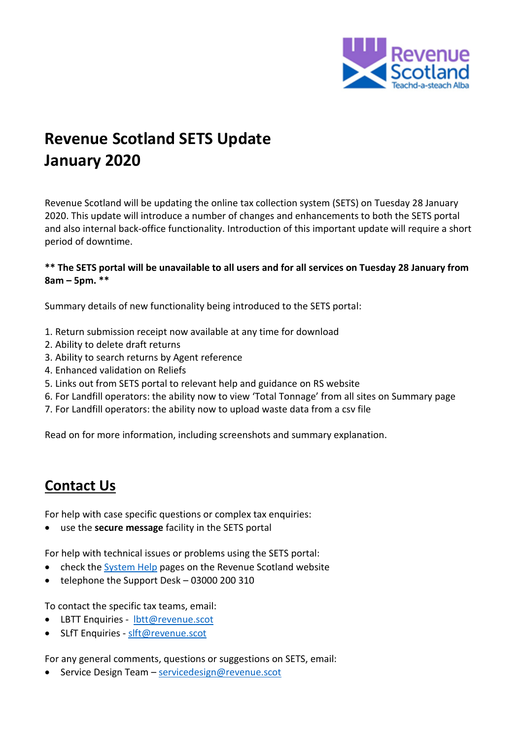# Revenue Scotland SETS Update
# January 2020

Revenue Scotland will be updating the online tax collection system (SETS) on Tuesday 28 January 2020. This update will introduce a number of changes and enhancements to both the SETS portal and also internal back-office functionality. Introduction of this important update will require a short period of downtime.

**** The SETS portal will be unavailable to all users and for all services on Tuesday 28 January from 8am – 5pm. ****

Summary details of new functionality being introduced to the SETS portal:

1. Return submission receipt now available at any time for download
2. Ability to delete draft returns
3. Ability to search returns by Agent reference
4. Enhanced validation on Reliefs
5. Links out from SETS portal to relevant help and guidance on RS website
6. For Landfill operators: the ability now to view 'Total Tonnage' from all sites on Summary page
7. For Landfill operators: the ability now to upload waste data from a csv file

Read on for more information, including screenshots and summary explanation.

## Contact Us

For help with case specific questions or complex tax enquiries:

- use the **secure message** facility in the SETS portal

For help with technical issues or problems using the SETS portal:

- check the System Help pages on the Revenue Scotland website
- telephone the Support Desk – 03000 200 310

To contact the specific tax teams, email:

- LBTT Enquiries - lbtt@revenue.scot
- SLfT Enquiries - slft@revenue.scot

For any general comments, questions or suggestions on SETS, email:

- Service Design Team – servicedesign@revenue.scot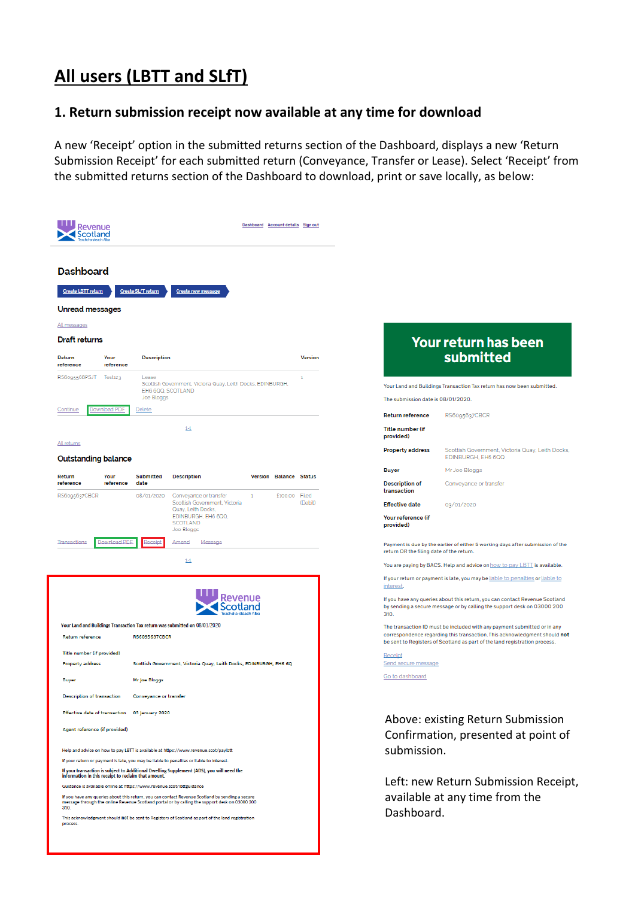# All users (LBTT and SLfT)

## 1. Return submission receipt now available at any time for download

A new 'Receipt' option in the submitted returns section of the Dashboard, displays a new 'Return Submission Receipt' for each submitted return (Conveyance, Transfer or Lease). Select 'Receipt' from the submitted returns section of the Dashboard to download, print or save locally, as below:

Revenue Scotland
Teachd-a-steach Alba

Dashboard Account details Sign out

### Dashboard

Create LBTT return | Create SLfT return | Create new message

#### Unread messages

All messages

#### Draft returns

| Return reference | Your reference | Description | Version |
|---|---|---|---|
| RS6095568PSJT | Test123 | Lease<br>Scottish Government, Victoria Quay, Leith Docks, EDINBURGH, EH6 6QQ, SCOTLAND<br>Joe Bloggs | 1 |

Continue Download PDF Delete

1-1

All returns

#### Outstanding balance

| Return reference | Your reference | Submitted date | Description | Version | Balance | Status |
|---|---|---|---|---|---|---|
| RS6095637CBCR | | 08/01/2020 | Conveyance or transfer<br>Scottish Government, Victoria Quay, Leith Docks, EDINBURGH, EH6 6QQ, SCOTLAND<br>Joe Bloggs | 1 | £100.00 | Filed (Debit) |

Transactions Download PDF Receipt Amend Message

1-1

Revenue Scotland
Teachd-a-steach Alba

Your Land and Buildings Transaction Tax return was submitted on 08/01/2020

| | |
|---|---|
| Return reference | RS6095637CBCR |
| Title number (if provided) | |
| Property address | Scottish Government, Victoria Quay, Leith Docks, EDINBURGH, EH6 6Q |
| Buyer | Mr Joe Bloggs |
| Description of transaction | Conveyance or transfer |
| Effective date of transaction | 03 January 2020 |
| Agent reference (if provided) | |

Help and advice on how to pay LBTT is available at https://www.revenue.scot/paylbtt

If your return or payment is late, you may be liable to penalties or liable to interest.

If your transaction is subject to Additional Dwelling Supplement (ADS), you will need the information in this receipt to reclaim that amount.

Guidance is available online at https://www.revenue.scot/lbttguidance

If you have any queries about this return, you can contact Revenue Scotland by sending a secure message through the online Revenue Scotland portal or by calling the support desk on 03000 200 310.

This acknowledgment should **not** be sent to Registers of Scotland as part of the land registration process.

**Your return has been submitted**

Your Land and Buildings Transaction Tax return has now been submitted.

The submission date is 08/01/2020.

| | |
|---|---|
| Return reference | RS6095637CBCR |
| Title number (if provided) | |
| Property address | Scottish Government, Victoria Quay, Leith Docks, EDINBURGH, EH6 6QQ |
| Buyer | Mr Joe Bloggs |
| Description of transaction | Conveyance or transfer |
| Effective date | 03/01/2020 |
| Your reference (if provided) | |

Payment is due by the earlier of either 5 working days after submission of the return OR the filing date of the return.

You are paying by BACS. Help and advice on how to pay LBTT is available.

If your return or payment is late, you may be liable to penalties or liable to interest.

If you have any queries about this return, you can contact Revenue Scotland by sending a secure message or by calling the support desk on 03000 200 310.

The transaction ID must be included with any payment submitted or in any correspondence regarding this transaction. This acknowledgment should **not** be sent to Registers of Scotland as part of the land registration process.

Receipt
Send secure message

Go to dashboard

Above: existing Return Submission Confirmation, presented at point of submission.

Left: new Return Submission Receipt, available at any time from the Dashboard.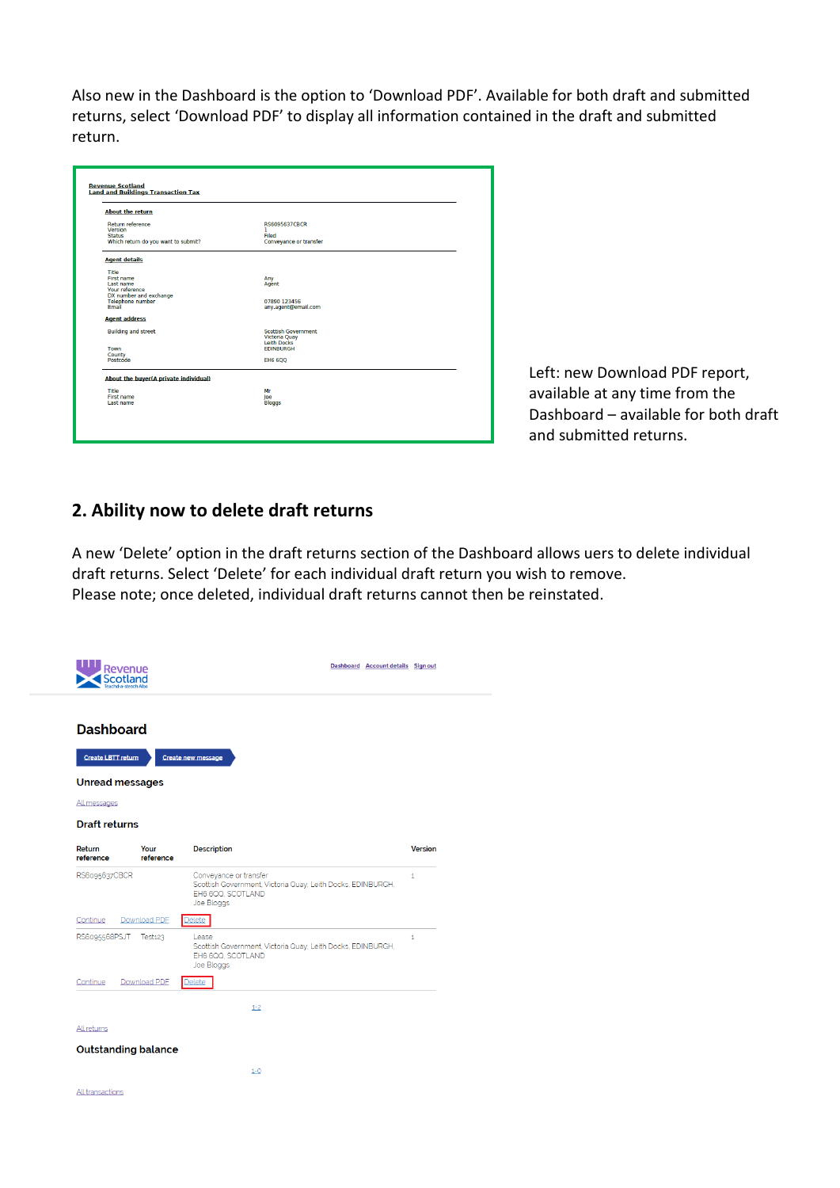Also new in the Dashboard is the option to 'Download PDF'. Available for both draft and submitted returns, select 'Download PDF' to display all information contained in the draft and submitted return.

Left: new Download PDF report, available at any time from the Dashboard – available for both draft and submitted returns.

## 2. Ability now to delete draft returns

A new 'Delete' option in the draft returns section of the Dashboard allows uers to delete individual draft returns. Select 'Delete' for each individual draft return you wish to remove.
Please note; once deleted, individual draft returns cannot then be reinstated.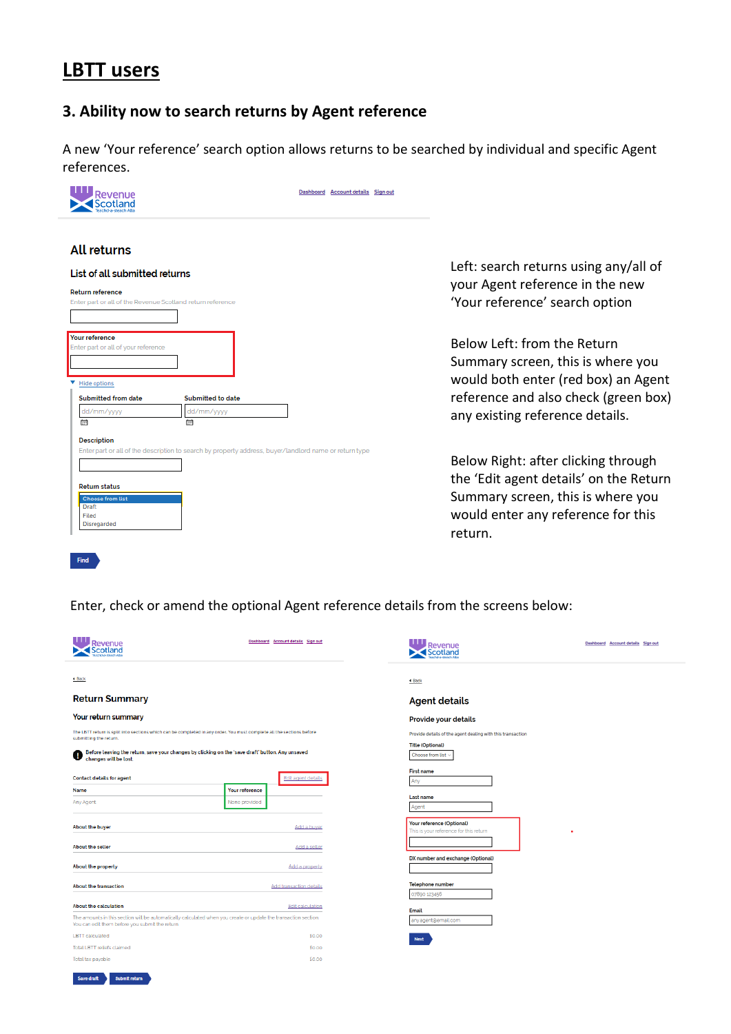# LBTT users

## 3. Ability now to search returns by Agent reference

A new 'Your reference' search option allows returns to be searched by individual and specific Agent references.

Revenue Scotland
Teachd-a-steach Alba

Dashboard Account details Sign out

### All returns

#### List of all submitted returns

**Return reference**
Enter part or all of the Revenue Scotland return reference

**Your reference**
Enter part or all of your reference

Hide options

**Submitted from date** dd/mm/yyyy **Submitted to date** dd/mm/yyyy

**Description**
Enter part or all of the description to search by property address, buyer/landlord name or return type

**Return status**
Choose from list
Draft
Filed
Disregarded

Find

Left: search returns using any/all of your Agent reference in the new 'Your reference' search option

Below Left: from the Return Summary screen, this is where you would both enter (red box) an Agent reference and also check (green box) any existing reference details.

Below Right: after clicking through the 'Edit agent details' on the Return Summary screen, this is where you would enter any reference for this return.

Enter, check or amend the optional Agent reference details from the screens below:

Revenue Scotland
Teachd-a-steach Alba

Dashboard Account details Sign out

Back

### Return Summary

#### Your return summary

The LBTT return is split into sections which can be completed in any order. You must complete all the sections before submitting the return.

Before leaving the return, save your changes by clicking on the 'save draft' button. Any unsaved changes will be lost.

Contact details for agent — Edit agent details

| Name | Your reference |
|---|---|
| Any Agent | None provided |

About the buyer — Add a buyer

About the seller — Add a seller

About the property — Add a property

About the transaction — Add transaction details

About the calculation — Edit calculation

The amounts in this section will be automatically calculated when you create or update the transaction section. You can edit them before you submit the return.

| | |
|---|---|
| LBTT calculated | £0.00 |
| Total LBTT reliefs claimed | £0.00 |
| Total tax payable | £0.00 |

Save draft Submit return

Revenue Scotland
Teachd-a-steach Alba

Dashboard Account details Sign out

Back

### Agent details

#### Provide your details

Provide details of the agent dealing with this transaction

**Title (Optional)**
Choose from list

**First name**
Any

**Last name**
Agent

**Your reference (Optional)**
This is your reference for this return

**DX number and exchange (Optional)**

**Telephone number**
07890 123456

**Email**
any.agent@email.com

Next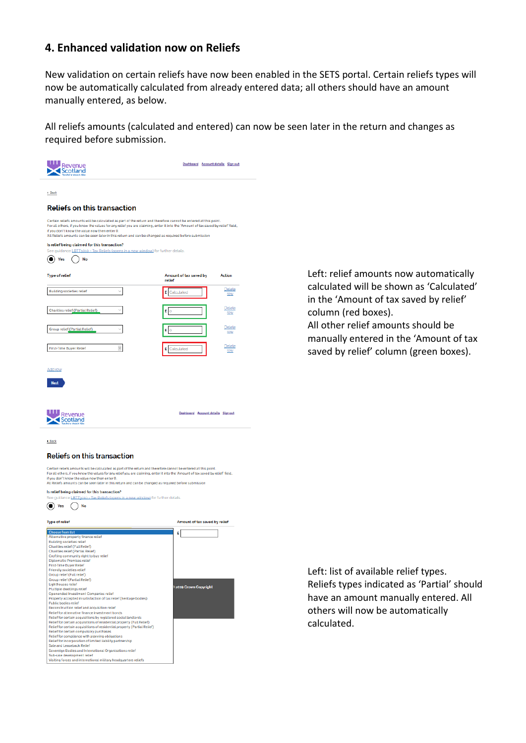## 4. Enhanced validation now on Reliefs

New validation on certain reliefs have now been enabled in the SETS portal. Certain reliefs types will now be automatically calculated from already entered data; all others should have an amount manually entered, as below.

All reliefs amounts (calculated and entered) can now be seen later in the return and changes as required before submission.

Left: relief amounts now automatically calculated will be shown as 'Calculated' in the 'Amount of tax saved by relief' column (red boxes).
All other relief amounts should be manually entered in the 'Amount of tax saved by relief' column (green boxes).

Left: list of available relief types.
Reliefs types indicated as 'Partial' should have an amount manually entered. All others will now be automatically calculated.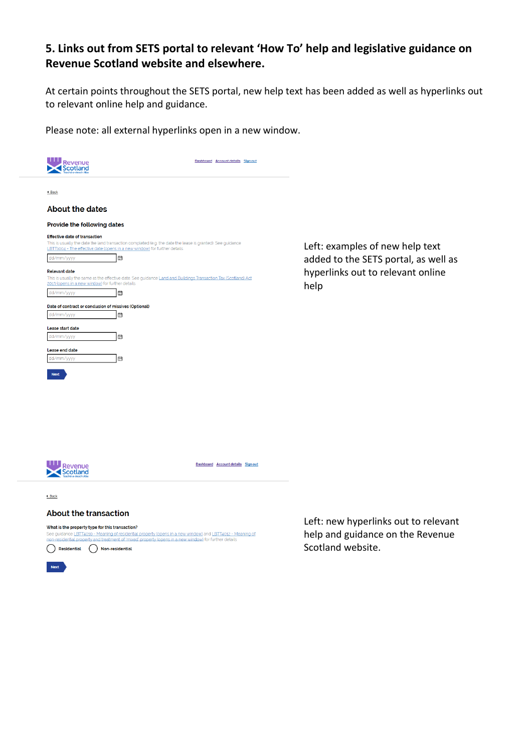## 5. Links out from SETS portal to relevant 'How To' help and legislative guidance on Revenue Scotland website and elsewhere.

At certain points throughout the SETS portal, new help text has been added as well as hyperlinks out to relevant online help and guidance.

Please note: all external hyperlinks open in a new window.

Revenue Scotland

Dashboard Account details Sign out

Back

### About the dates

**Provide the following dates**

**Effective date of transaction**

This is usually the date the land transaction completed (e.g. the date the lease is granted). See guidance LBTT1004 - The effective date (opens in a new window) for further details.

dd/mm/yyyy

**Relevant date**

This is usually the same as the effective date. See guidance Land and Buildings Transaction Tax (Scotland) Act 2013 (opens in a new window) for further details.

dd/mm/yyyy

**Date of contract or conclusion of missives (Optional)**

dd/mm/yyyy

**Lease start date**

dd/mm/yyyy

**Lease end date**

dd/mm/yyyy

Next

Left: examples of new help text added to the SETS portal, as well as hyperlinks out to relevant online help

Revenue Scotland

Dashboard Account details Sign out

Back

### About the transaction

**What is the property type for this transaction?**

See guidance LBTT4010 - Meaning of residential property (opens in a new window) and LBTT4012 - Meaning of non-residential property and treatment of 'mixed' property (opens in a new window) for further details.

Residential Non-residential

Next

Left: new hyperlinks out to relevant help and guidance on the Revenue Scotland website.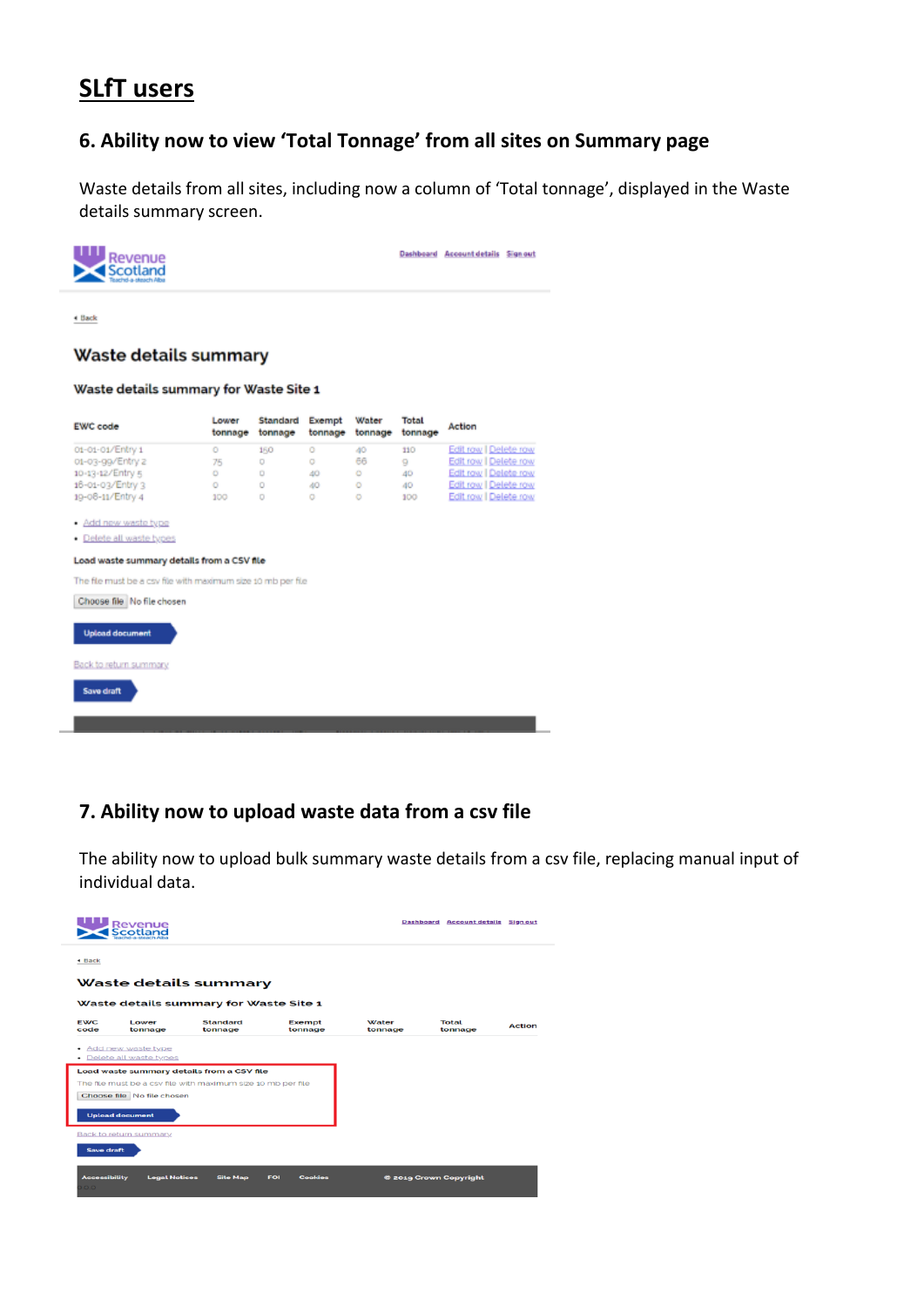# SLfT users

## 6. Ability now to view 'Total Tonnage' from all sites on Summary page

Waste details from all sites, including now a column of 'Total tonnage', displayed in the Waste details summary screen.

Revenue Scotland
Teachd-a-steach Alba

Dashboard Account details Sign out

‹ Back

### Waste details summary

#### Waste details summary for Waste Site 1

| EWC code | Lower tonnage | Standard tonnage | Exempt tonnage | Water tonnage | Total tonnage | Action |
|---|---|---|---|---|---|---|
| 01-01-01/Entry 1 | 0 | 150 | 0 | 40 | 110 | Edit row \| Delete row |
| 01-03-99/Entry 2 | 75 | 0 | 0 | 66 | 9 | Edit row \| Delete row |
| 10-13-12/Entry 5 | 0 | 0 | 40 | 0 | 40 | Edit row \| Delete row |
| 16-01-03/Entry 3 | 0 | 0 | 40 | 0 | 40 | Edit row \| Delete row |
| 19-08-11/Entry 4 | 100 | 0 | 0 | 0 | 100 | Edit row \| Delete row |

- Add new waste type
- Delete all waste types

**Load waste summary details from a CSV file**

The file must be a csv file with maximum size 10 mb per file

Choose file No file chosen

Upload document

Back to return summary

Save draft

## 7. Ability now to upload waste data from a csv file

The ability now to upload bulk summary waste details from a csv file, replacing manual input of individual data.

Revenue Scotland
Teachd-a-steach Alba

Dashboard Account details Sign out

‹ Back

### Waste details summary

#### Waste details summary for Waste Site 1

| EWC code | Lower tonnage | Standard tonnage | Exempt tonnage | Water tonnage | Total tonnage | Action |
|---|---|---|---|---|---|---|

- Add new waste type
- Delete all waste types

**Load waste summary details from a CSV file**

The file must be a csv file with maximum size 10 mb per file

Choose file No file chosen

Upload document

Back to return summary

Save draft

Accessibility Legal Notices Site Map FOI Cookies © 2019 Crown Copyright